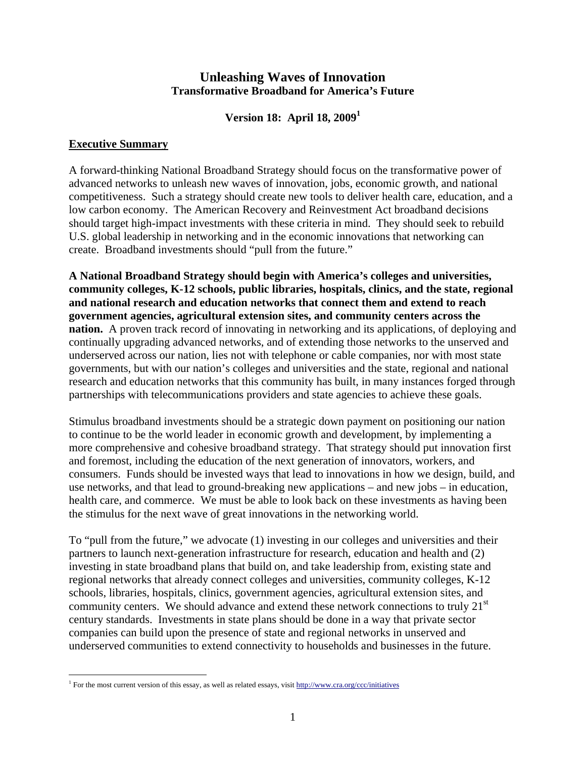# Unleashing Waves of Innovation
## Transformative Broadband for America's Future

### Version 18: April 18, 2009[1]

**Executive Summary**

A forward-thinking National Broadband Strategy should focus on the transformative power of advanced networks to unleash new waves of innovation, jobs, economic growth, and national competitiveness. Such a strategy should create new tools to deliver health care, education, and a low carbon economy. The American Recovery and Reinvestment Act broadband decisions should target high-impact investments with these criteria in mind. They should seek to rebuild U.S. global leadership in networking and in the economic innovations that networking can create. Broadband investments should "pull from the future."

**A National Broadband Strategy should begin with America's colleges and universities, community colleges, K-12 schools, public libraries, hospitals, clinics, and the state, regional and national research and education networks that connect them and extend to reach government agencies, agricultural extension sites, and community centers across the nation.** A proven track record of innovating in networking and its applications, of deploying and continually upgrading advanced networks, and of extending those networks to the unserved and underserved across our nation, lies not with telephone or cable companies, nor with most state governments, but with our nation's colleges and universities and the state, regional and national research and education networks that this community has built, in many instances forged through partnerships with telecommunications providers and state agencies to achieve these goals.

Stimulus broadband investments should be a strategic down payment on positioning our nation to continue to be the world leader in economic growth and development, by implementing a more comprehensive and cohesive broadband strategy. That strategy should put innovation first and foremost, including the education of the next generation of innovators, workers, and consumers. Funds should be invested ways that lead to innovations in how we design, build, and use networks, and that lead to ground-breaking new applications – and new jobs – in education, health care, and commerce. We must be able to look back on these investments as having been the stimulus for the next wave of great innovations in the networking world.

To "pull from the future," we advocate (1) investing in our colleges and universities and their partners to launch next-generation infrastructure for research, education and health and (2) investing in state broadband plans that build on, and take leadership from, existing state and regional networks that already connect colleges and universities, community colleges, K-12 schools, libraries, hospitals, clinics, government agencies, agricultural extension sites, and community centers. We should advance and extend these network connections to truly 21st century standards. Investments in state plans should be done in a way that private sector companies can build upon the presence of state and regional networks in unserved and underserved communities to extend connectivity to households and businesses in the future.

---

[1] For the most current version of this essay, as well as related essays, visit http://www.cra.org/ccc/initiatives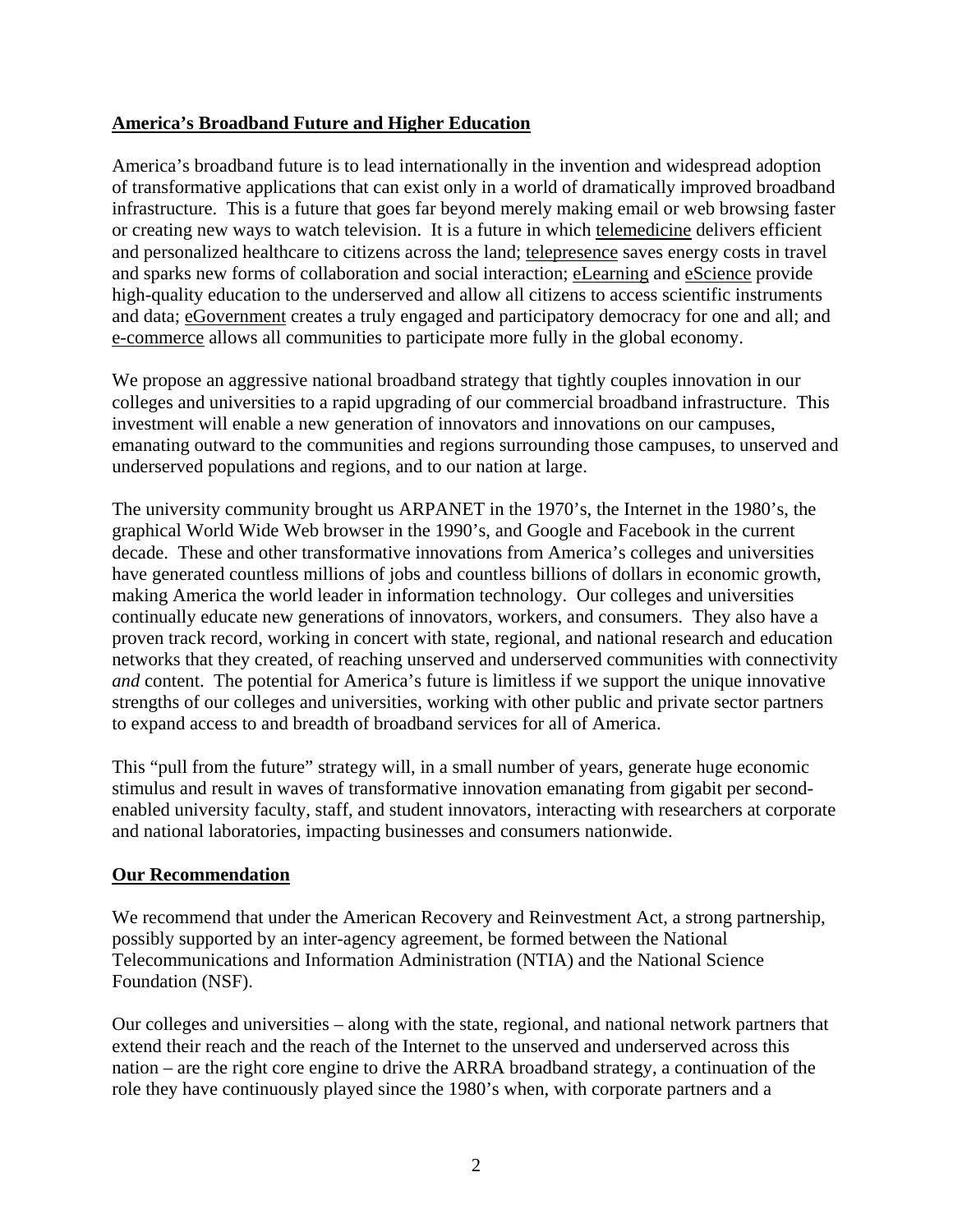## America's Broadband Future and Higher Education

America's broadband future is to lead internationally in the invention and widespread adoption of transformative applications that can exist only in a world of dramatically improved broadband infrastructure. This is a future that goes far beyond merely making email or web browsing faster or creating new ways to watch television. It is a future in which telemedicine delivers efficient and personalized healthcare to citizens across the land; telepresence saves energy costs in travel and sparks new forms of collaboration and social interaction; eLearning and eScience provide high-quality education to the underserved and allow all citizens to access scientific instruments and data; eGovernment creates a truly engaged and participatory democracy for one and all; and e-commerce allows all communities to participate more fully in the global economy.

We propose an aggressive national broadband strategy that tightly couples innovation in our colleges and universities to a rapid upgrading of our commercial broadband infrastructure. This investment will enable a new generation of innovators and innovations on our campuses, emanating outward to the communities and regions surrounding those campuses, to unserved and underserved populations and regions, and to our nation at large.

The university community brought us ARPANET in the 1970's, the Internet in the 1980's, the graphical World Wide Web browser in the 1990's, and Google and Facebook in the current decade. These and other transformative innovations from America's colleges and universities have generated countless millions of jobs and countless billions of dollars in economic growth, making America the world leader in information technology. Our colleges and universities continually educate new generations of innovators, workers, and consumers. They also have a proven track record, working in concert with state, regional, and national research and education networks that they created, of reaching unserved and underserved communities with connectivity *and* content. The potential for America's future is limitless if we support the unique innovative strengths of our colleges and universities, working with other public and private sector partners to expand access to and breadth of broadband services for all of America.

This "pull from the future" strategy will, in a small number of years, generate huge economic stimulus and result in waves of transformative innovation emanating from gigabit per second-enabled university faculty, staff, and student innovators, interacting with researchers at corporate and national laboratories, impacting businesses and consumers nationwide.

## Our Recommendation

We recommend that under the American Recovery and Reinvestment Act, a strong partnership, possibly supported by an inter-agency agreement, be formed between the National Telecommunications and Information Administration (NTIA) and the National Science Foundation (NSF).

Our colleges and universities – along with the state, regional, and national network partners that extend their reach and the reach of the Internet to the unserved and underserved across this nation – are the right core engine to drive the ARRA broadband strategy, a continuation of the role they have continuously played since the 1980's when, with corporate partners and a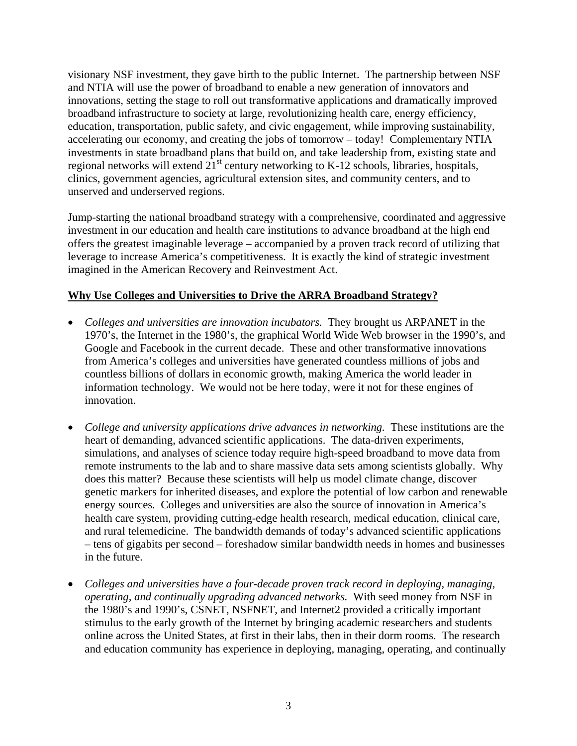visionary NSF investment, they gave birth to the public Internet. The partnership between NSF and NTIA will use the power of broadband to enable a new generation of innovators and innovations, setting the stage to roll out transformative applications and dramatically improved broadband infrastructure to society at large, revolutionizing health care, energy efficiency, education, transportation, public safety, and civic engagement, while improving sustainability, accelerating our economy, and creating the jobs of tomorrow – today! Complementary NTIA investments in state broadband plans that build on, and take leadership from, existing state and regional networks will extend 21st century networking to K-12 schools, libraries, hospitals, clinics, government agencies, agricultural extension sites, and community centers, and to unserved and underserved regions.

Jump-starting the national broadband strategy with a comprehensive, coordinated and aggressive investment in our education and health care institutions to advance broadband at the high end offers the greatest imaginable leverage – accompanied by a proven track record of utilizing that leverage to increase America's competitiveness. It is exactly the kind of strategic investment imagined in the American Recovery and Reinvestment Act.

**Why Use Colleges and Universities to Drive the ARRA Broadband Strategy?**

- *Colleges and universities are innovation incubators.* They brought us ARPANET in the 1970's, the Internet in the 1980's, the graphical World Wide Web browser in the 1990's, and Google and Facebook in the current decade. These and other transformative innovations from America's colleges and universities have generated countless millions of jobs and countless billions of dollars in economic growth, making America the world leader in information technology. We would not be here today, were it not for these engines of innovation.

- *College and university applications drive advances in networking.* These institutions are the heart of demanding, advanced scientific applications. The data-driven experiments, simulations, and analyses of science today require high-speed broadband to move data from remote instruments to the lab and to share massive data sets among scientists globally. Why does this matter? Because these scientists will help us model climate change, discover genetic markers for inherited diseases, and explore the potential of low carbon and renewable energy sources. Colleges and universities are also the source of innovation in America's health care system, providing cutting-edge health research, medical education, clinical care, and rural telemedicine. The bandwidth demands of today's advanced scientific applications – tens of gigabits per second – foreshadow similar bandwidth needs in homes and businesses in the future.

- *Colleges and universities have a four-decade proven track record in deploying, managing, operating, and continually upgrading advanced networks.* With seed money from NSF in the 1980's and 1990's, CSNET, NSFNET, and Internet2 provided a critically important stimulus to the early growth of the Internet by bringing academic researchers and students online across the United States, at first in their labs, then in their dorm rooms. The research and education community has experience in deploying, managing, operating, and continually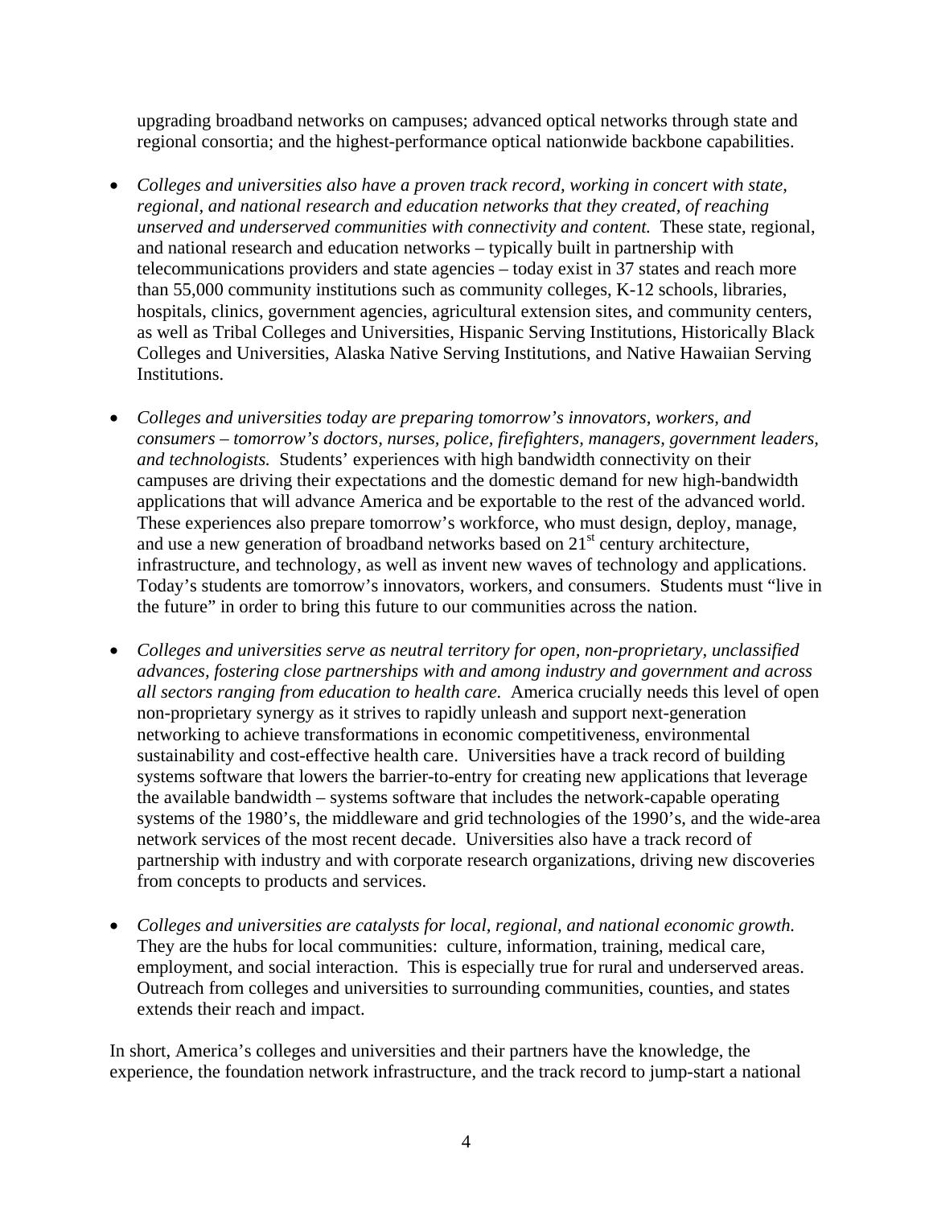upgrading broadband networks on campuses; advanced optical networks through state and regional consortia; and the highest-performance optical nationwide backbone capabilities.

- *Colleges and universities also have a proven track record, working in concert with state, regional, and national research and education networks that they created, of reaching unserved and underserved communities with connectivity and content.* These state, regional, and national research and education networks – typically built in partnership with telecommunications providers and state agencies – today exist in 37 states and reach more than 55,000 community institutions such as community colleges, K-12 schools, libraries, hospitals, clinics, government agencies, agricultural extension sites, and community centers, as well as Tribal Colleges and Universities, Hispanic Serving Institutions, Historically Black Colleges and Universities, Alaska Native Serving Institutions, and Native Hawaiian Serving Institutions.

- *Colleges and universities today are preparing tomorrow's innovators, workers, and consumers – tomorrow's doctors, nurses, police, firefighters, managers, government leaders, and technologists.* Students' experiences with high bandwidth connectivity on their campuses are driving their expectations and the domestic demand for new high-bandwidth applications that will advance America and be exportable to the rest of the advanced world. These experiences also prepare tomorrow's workforce, who must design, deploy, manage, and use a new generation of broadband networks based on 21st century architecture, infrastructure, and technology, as well as invent new waves of technology and applications. Today's students are tomorrow's innovators, workers, and consumers. Students must "live in the future" in order to bring this future to our communities across the nation.

- *Colleges and universities serve as neutral territory for open, non-proprietary, unclassified advances, fostering close partnerships with and among industry and government and across all sectors ranging from education to health care.* America crucially needs this level of open non-proprietary synergy as it strives to rapidly unleash and support next-generation networking to achieve transformations in economic competitiveness, environmental sustainability and cost-effective health care. Universities have a track record of building systems software that lowers the barrier-to-entry for creating new applications that leverage the available bandwidth – systems software that includes the network-capable operating systems of the 1980's, the middleware and grid technologies of the 1990's, and the wide-area network services of the most recent decade. Universities also have a track record of partnership with industry and with corporate research organizations, driving new discoveries from concepts to products and services.

- *Colleges and universities are catalysts for local, regional, and national economic growth.* They are the hubs for local communities: culture, information, training, medical care, employment, and social interaction. This is especially true for rural and underserved areas. Outreach from colleges and universities to surrounding communities, counties, and states extends their reach and impact.

In short, America's colleges and universities and their partners have the knowledge, the experience, the foundation network infrastructure, and the track record to jump-start a national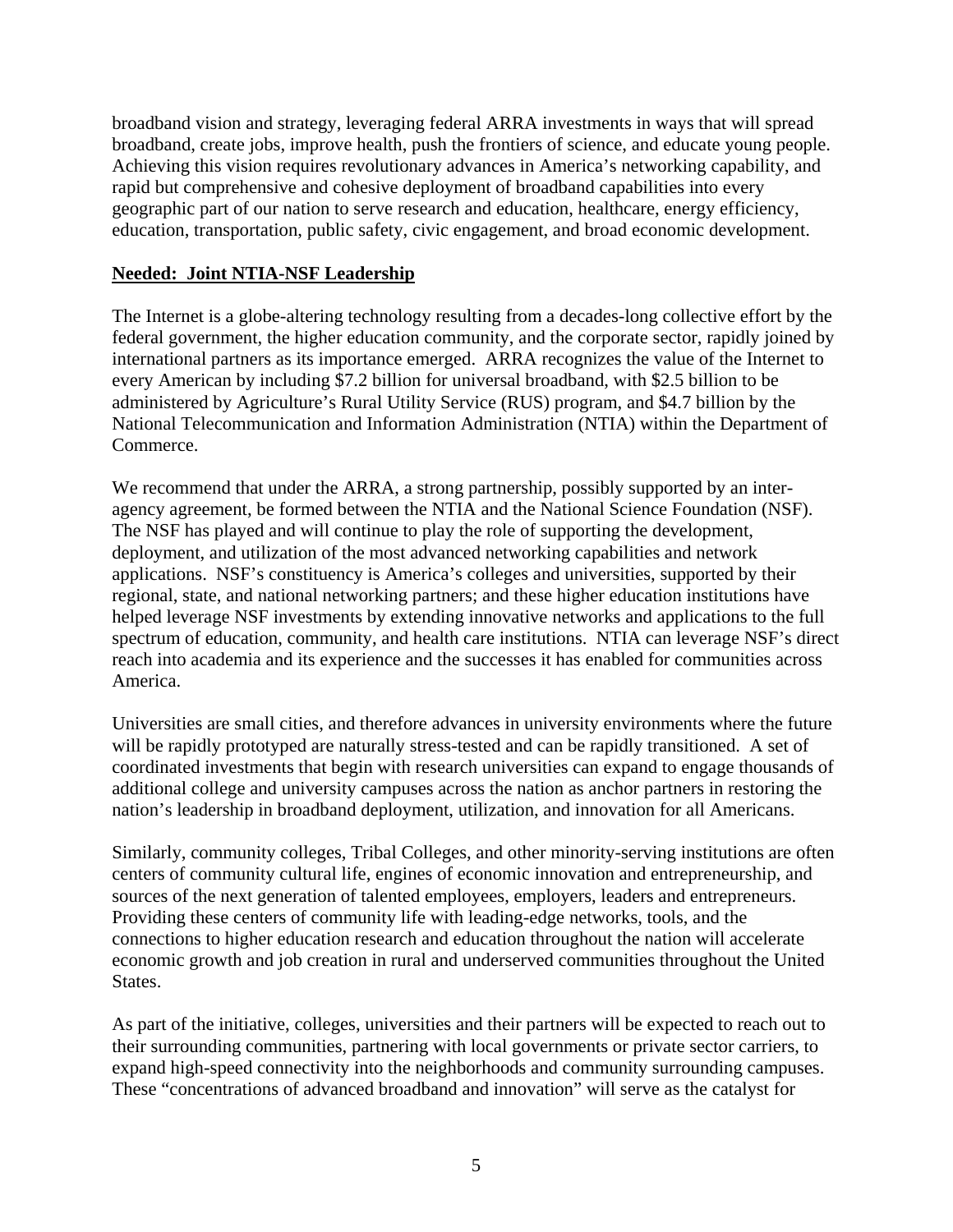broadband vision and strategy, leveraging federal ARRA investments in ways that will spread broadband, create jobs, improve health, push the frontiers of science, and educate young people. Achieving this vision requires revolutionary advances in America's networking capability, and rapid but comprehensive and cohesive deployment of broadband capabilities into every geographic part of our nation to serve research and education, healthcare, energy efficiency, education, transportation, public safety, civic engagement, and broad economic development.

**Needed: Joint NTIA-NSF Leadership**

The Internet is a globe-altering technology resulting from a decades-long collective effort by the federal government, the higher education community, and the corporate sector, rapidly joined by international partners as its importance emerged. ARRA recognizes the value of the Internet to every American by including $7.2 billion for universal broadband, with $2.5 billion to be administered by Agriculture's Rural Utility Service (RUS) program, and $4.7 billion by the National Telecommunication and Information Administration (NTIA) within the Department of Commerce.

We recommend that under the ARRA, a strong partnership, possibly supported by an inter-agency agreement, be formed between the NTIA and the National Science Foundation (NSF). The NSF has played and will continue to play the role of supporting the development, deployment, and utilization of the most advanced networking capabilities and network applications. NSF's constituency is America's colleges and universities, supported by their regional, state, and national networking partners; and these higher education institutions have helped leverage NSF investments by extending innovative networks and applications to the full spectrum of education, community, and health care institutions. NTIA can leverage NSF's direct reach into academia and its experience and the successes it has enabled for communities across America.

Universities are small cities, and therefore advances in university environments where the future will be rapidly prototyped are naturally stress-tested and can be rapidly transitioned. A set of coordinated investments that begin with research universities can expand to engage thousands of additional college and university campuses across the nation as anchor partners in restoring the nation's leadership in broadband deployment, utilization, and innovation for all Americans.

Similarly, community colleges, Tribal Colleges, and other minority-serving institutions are often centers of community cultural life, engines of economic innovation and entrepreneurship, and sources of the next generation of talented employees, employers, leaders and entrepreneurs. Providing these centers of community life with leading-edge networks, tools, and the connections to higher education research and education throughout the nation will accelerate economic growth and job creation in rural and underserved communities throughout the United States.

As part of the initiative, colleges, universities and their partners will be expected to reach out to their surrounding communities, partnering with local governments or private sector carriers, to expand high-speed connectivity into the neighborhoods and community surrounding campuses. These "concentrations of advanced broadband and innovation" will serve as the catalyst for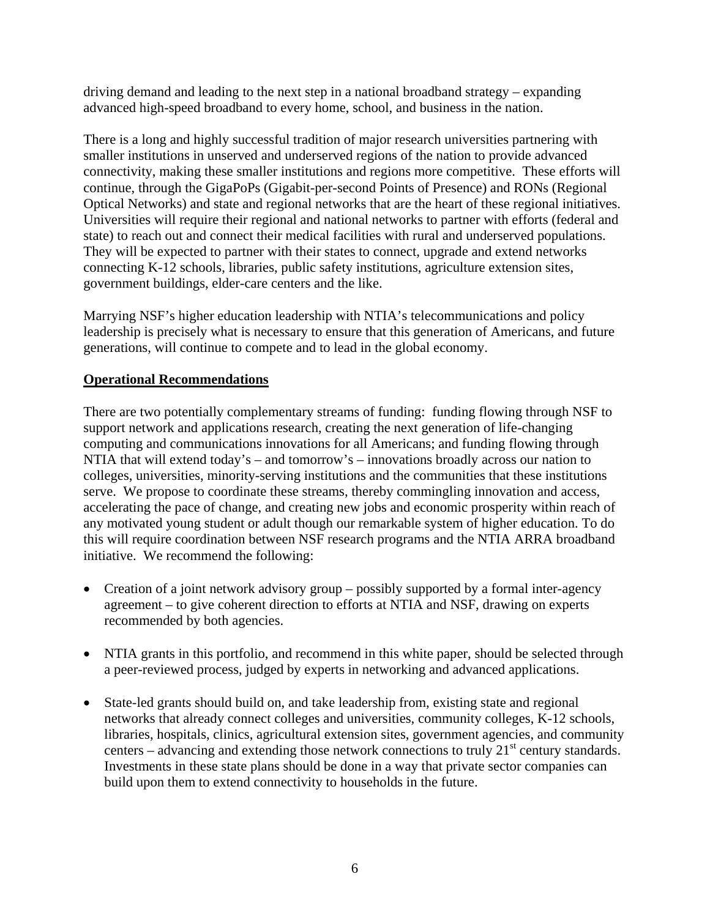driving demand and leading to the next step in a national broadband strategy – expanding advanced high-speed broadband to every home, school, and business in the nation.

There is a long and highly successful tradition of major research universities partnering with smaller institutions in unserved and underserved regions of the nation to provide advanced connectivity, making these smaller institutions and regions more competitive. These efforts will continue, through the GigaPoPs (Gigabit-per-second Points of Presence) and RONs (Regional Optical Networks) and state and regional networks that are the heart of these regional initiatives. Universities will require their regional and national networks to partner with efforts (federal and state) to reach out and connect their medical facilities with rural and underserved populations. They will be expected to partner with their states to connect, upgrade and extend networks connecting K-12 schools, libraries, public safety institutions, agriculture extension sites, government buildings, elder-care centers and the like.

Marrying NSF's higher education leadership with NTIA's telecommunications and policy leadership is precisely what is necessary to ensure that this generation of Americans, and future generations, will continue to compete and to lead in the global economy.

**Operational Recommendations**

There are two potentially complementary streams of funding: funding flowing through NSF to support network and applications research, creating the next generation of life-changing computing and communications innovations for all Americans; and funding flowing through NTIA that will extend today's – and tomorrow's – innovations broadly across our nation to colleges, universities, minority-serving institutions and the communities that these institutions serve. We propose to coordinate these streams, thereby commingling innovation and access, accelerating the pace of change, and creating new jobs and economic prosperity within reach of any motivated young student or adult though our remarkable system of higher education. To do this will require coordination between NSF research programs and the NTIA ARRA broadband initiative. We recommend the following:

- Creation of a joint network advisory group – possibly supported by a formal inter-agency agreement – to give coherent direction to efforts at NTIA and NSF, drawing on experts recommended by both agencies.
- NTIA grants in this portfolio, and recommend in this white paper, should be selected through a peer-reviewed process, judged by experts in networking and advanced applications.
- State-led grants should build on, and take leadership from, existing state and regional networks that already connect colleges and universities, community colleges, K-12 schools, libraries, hospitals, clinics, agricultural extension sites, government agencies, and community centers – advancing and extending those network connections to truly 21st century standards. Investments in these state plans should be done in a way that private sector companies can build upon them to extend connectivity to households in the future.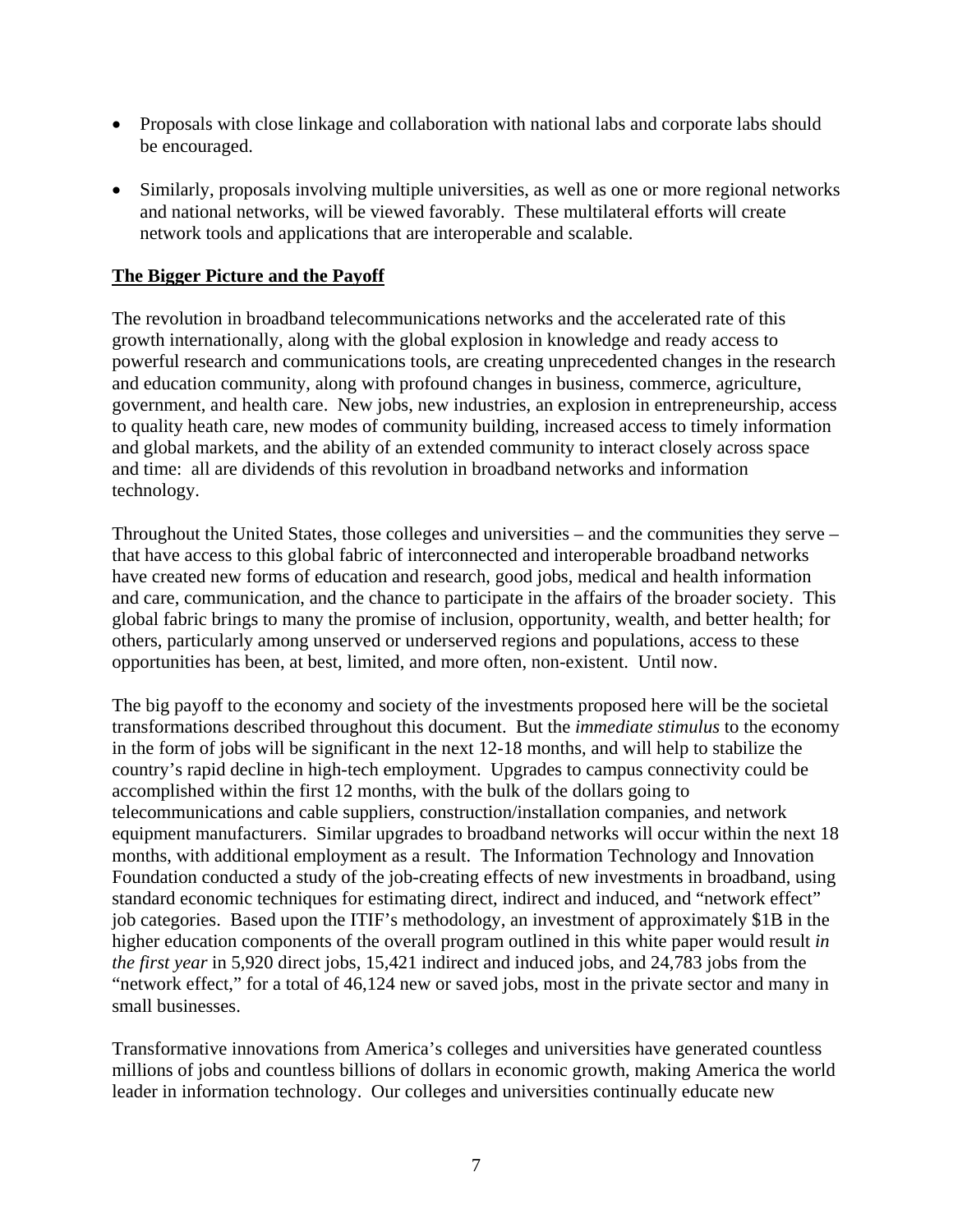- Proposals with close linkage and collaboration with national labs and corporate labs should be encouraged.
- Similarly, proposals involving multiple universities, as well as one or more regional networks and national networks, will be viewed favorably. These multilateral efforts will create network tools and applications that are interoperable and scalable.

**The Bigger Picture and the Payoff**

The revolution in broadband telecommunications networks and the accelerated rate of this growth internationally, along with the global explosion in knowledge and ready access to powerful research and communications tools, are creating unprecedented changes in the research and education community, along with profound changes in business, commerce, agriculture, government, and health care. New jobs, new industries, an explosion in entrepreneurship, access to quality heath care, new modes of community building, increased access to timely information and global markets, and the ability of an extended community to interact closely across space and time: all are dividends of this revolution in broadband networks and information technology.

Throughout the United States, those colleges and universities – and the communities they serve – that have access to this global fabric of interconnected and interoperable broadband networks have created new forms of education and research, good jobs, medical and health information and care, communication, and the chance to participate in the affairs of the broader society. This global fabric brings to many the promise of inclusion, opportunity, wealth, and better health; for others, particularly among unserved or underserved regions and populations, access to these opportunities has been, at best, limited, and more often, non-existent. Until now.

The big payoff to the economy and society of the investments proposed here will be the societal transformations described throughout this document. But the *immediate stimulus* to the economy in the form of jobs will be significant in the next 12-18 months, and will help to stabilize the country's rapid decline in high-tech employment. Upgrades to campus connectivity could be accomplished within the first 12 months, with the bulk of the dollars going to telecommunications and cable suppliers, construction/installation companies, and network equipment manufacturers. Similar upgrades to broadband networks will occur within the next 18 months, with additional employment as a result. The Information Technology and Innovation Foundation conducted a study of the job-creating effects of new investments in broadband, using standard economic techniques for estimating direct, indirect and induced, and "network effect" job categories. Based upon the ITIF's methodology, an investment of approximately $1B in the higher education components of the overall program outlined in this white paper would result *in the first year* in 5,920 direct jobs, 15,421 indirect and induced jobs, and 24,783 jobs from the "network effect," for a total of 46,124 new or saved jobs, most in the private sector and many in small businesses.

Transformative innovations from America's colleges and universities have generated countless millions of jobs and countless billions of dollars in economic growth, making America the world leader in information technology. Our colleges and universities continually educate new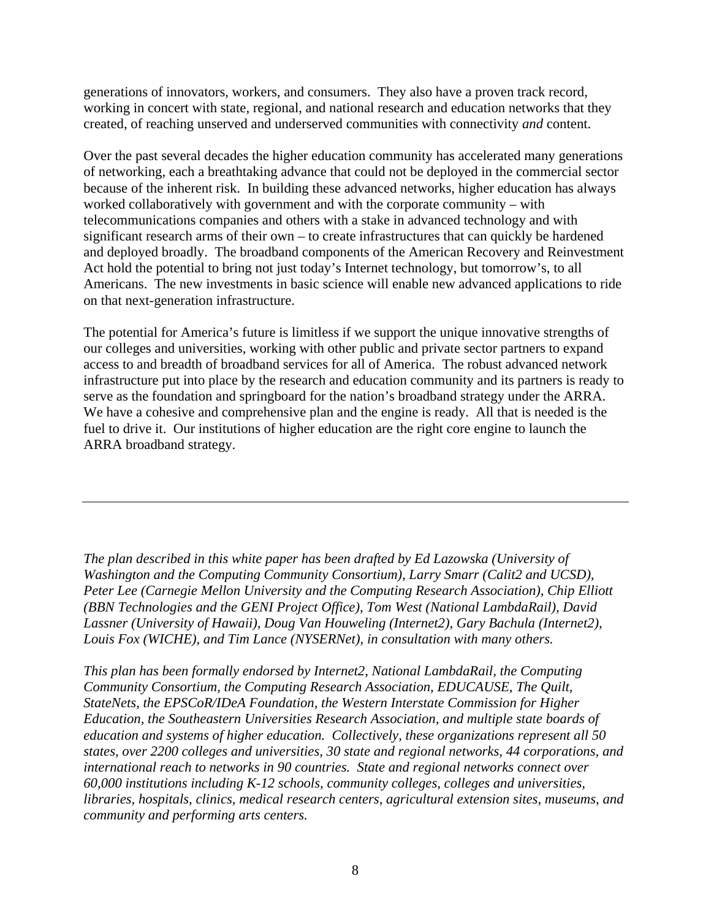generations of innovators, workers, and consumers. They also have a proven track record, working in concert with state, regional, and national research and education networks that they created, of reaching unserved and underserved communities with connectivity *and* content.

Over the past several decades the higher education community has accelerated many generations of networking, each a breathtaking advance that could not be deployed in the commercial sector because of the inherent risk. In building these advanced networks, higher education has always worked collaboratively with government and with the corporate community – with telecommunications companies and others with a stake in advanced technology and with significant research arms of their own – to create infrastructures that can quickly be hardened and deployed broadly. The broadband components of the American Recovery and Reinvestment Act hold the potential to bring not just today's Internet technology, but tomorrow's, to all Americans. The new investments in basic science will enable new advanced applications to ride on that next-generation infrastructure.

The potential for America's future is limitless if we support the unique innovative strengths of our colleges and universities, working with other public and private sector partners to expand access to and breadth of broadband services for all of America. The robust advanced network infrastructure put into place by the research and education community and its partners is ready to serve as the foundation and springboard for the nation's broadband strategy under the ARRA. We have a cohesive and comprehensive plan and the engine is ready. All that is needed is the fuel to drive it. Our institutions of higher education are the right core engine to launch the ARRA broadband strategy.

---

*The plan described in this white paper has been drafted by Ed Lazowska (University of Washington and the Computing Community Consortium), Larry Smarr (Calit2 and UCSD), Peter Lee (Carnegie Mellon University and the Computing Research Association), Chip Elliott (BBN Technologies and the GENI Project Office), Tom West (National LambdaRail), David Lassner (University of Hawaii), Doug Van Houweling (Internet2), Gary Bachula (Internet2), Louis Fox (WICHE), and Tim Lance (NYSERNet), in consultation with many others.*

*This plan has been formally endorsed by Internet2, National LambdaRail, the Computing Community Consortium, the Computing Research Association, EDUCAUSE, The Quilt, StateNets, the EPSCoR/IDeA Foundation, the Western Interstate Commission for Higher Education, the Southeastern Universities Research Association, and multiple state boards of education and systems of higher education. Collectively, these organizations represent all 50 states, over 2200 colleges and universities, 30 state and regional networks, 44 corporations, and international reach to networks in 90 countries. State and regional networks connect over 60,000 institutions including K-12 schools, community colleges, colleges and universities, libraries, hospitals, clinics, medical research centers, agricultural extension sites, museums, and community and performing arts centers.*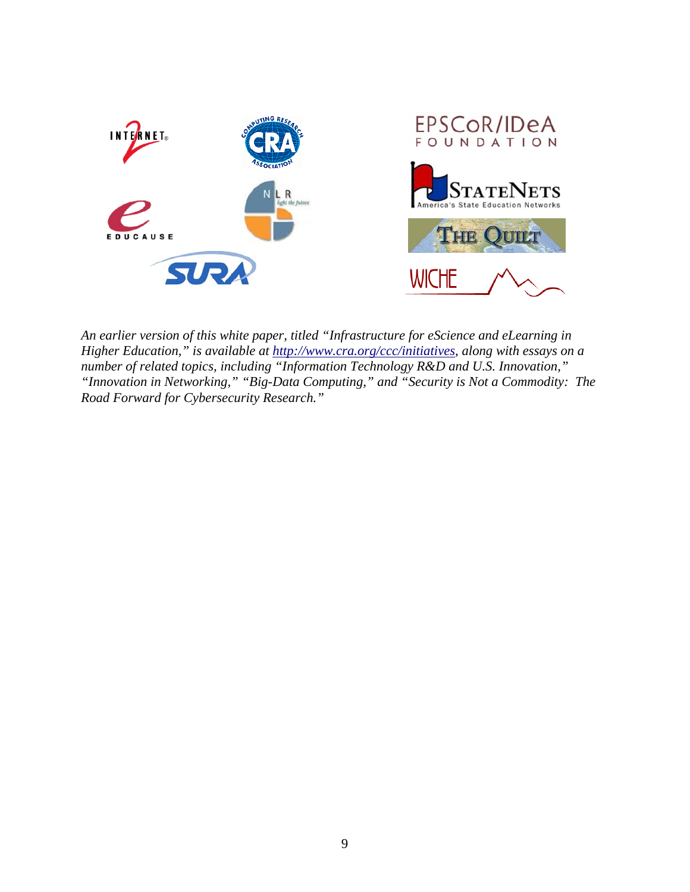*An earlier version of this white paper, titled "Infrastructure for eScience and eLearning in Higher Education," is available at [http://www.cra.org/ccc/initiatives](http://www.cra.org/ccc/initiatives), along with essays on a number of related topics, including "Information Technology R&D and U.S. Innovation," "Innovation in Networking," "Big-Data Computing," and "Security is Not a Commodity: The Road Forward for Cybersecurity Research."*